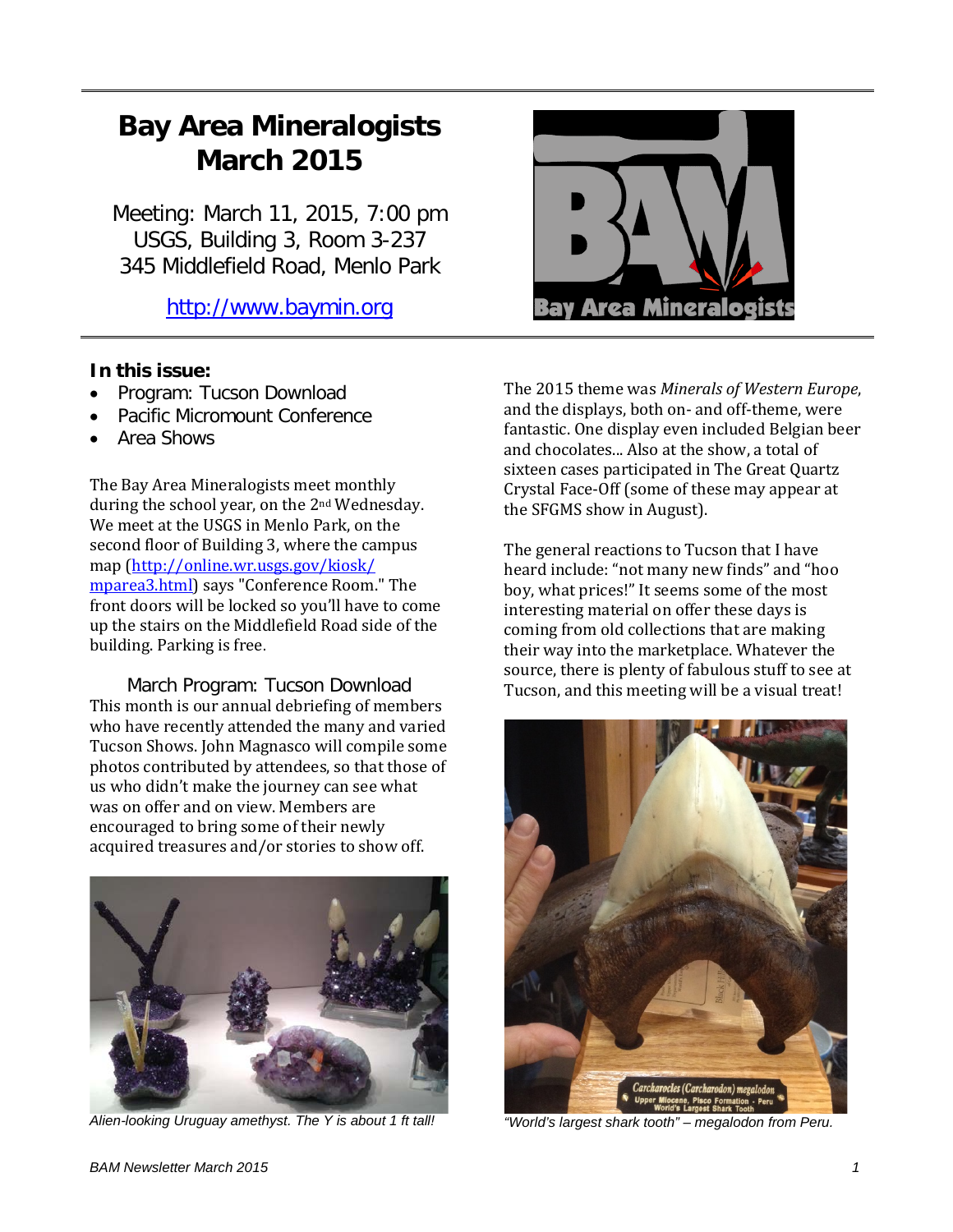# Bay Area Mineralogists March 2015

Meeting: March 11, 2015, 7:00 pm
USGS, Building 3, Room 3-237
345 Middlefield Road, Menlo Park

http://www.baymin.org

**In this issue:**

- Program: Tucson Download
- Pacific Micromount Conference
- Area Shows

The Bay Area Mineralogists meet monthly during the school year, on the 2nd Wednesday. We meet at the USGS in Menlo Park, on the second floor of Building 3, where the campus map (http://online.wr.usgs.gov/kiosk/mparea3.html) says "Conference Room." The front doors will be locked so you'll have to come up the stairs on the Middlefield Road side of the building. Parking is free.

## March Program: Tucson Download

This month is our annual debriefing of members who have recently attended the many and varied Tucson Shows. John Magnasco will compile some photos contributed by attendees, so that those of us who didn't make the journey can see what was on offer and on view. Members are encouraged to bring some of their newly acquired treasures and/or stories to show off.

*Alien-looking Uruguay amethyst. The Y is about 1 ft tall!*

The 2015 theme was *Minerals of Western Europe*, and the displays, both on- and off-theme, were fantastic. One display even included Belgian beer and chocolates... Also at the show, a total of sixteen cases participated in The Great Quartz Crystal Face-Off (some of these may appear at the SFGMS show in August).

The general reactions to Tucson that I have heard include: "not many new finds" and "hoo boy, what prices!" It seems some of the most interesting material on offer these days is coming from old collections that are making their way into the marketplace. Whatever the source, there is plenty of fabulous stuff to see at Tucson, and this meeting will be a visual treat!

*"World's largest shark tooth" – megalodon from Peru.*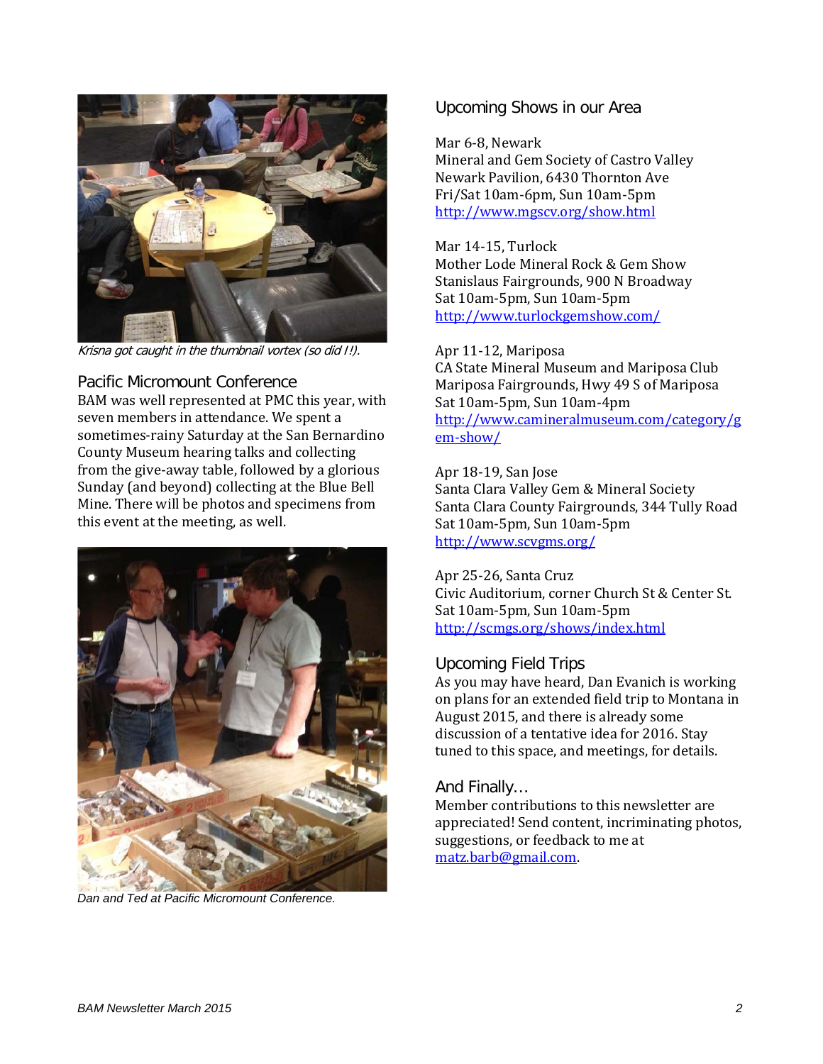*Krisna got caught in the thumbnail vortex (so did I!).*

## Pacific Micromount Conference

BAM was well represented at PMC this year, with seven members in attendance. We spent a sometimes-rainy Saturday at the San Bernardino County Museum hearing talks and collecting from the give-away table, followed by a glorious Sunday (and beyond) collecting at the Blue Bell Mine. There will be photos and specimens from this event at the meeting, as well.

*Dan and Ted at Pacific Micromount Conference.*

## Upcoming Shows in our Area

Mar 6-8, Newark
Mineral and Gem Society of Castro Valley
Newark Pavilion, 6430 Thornton Ave
Fri/Sat 10am-6pm, Sun 10am-5pm
http://www.mgscv.org/show.html

Mar 14-15, Turlock
Mother Lode Mineral Rock & Gem Show
Stanislaus Fairgrounds, 900 N Broadway
Sat 10am-5pm, Sun 10am-5pm
http://www.turlockgemshow.com/

Apr 11-12, Mariposa
CA State Mineral Museum and Mariposa Club
Mariposa Fairgrounds, Hwy 49 S of Mariposa
Sat 10am-5pm, Sun 10am-4pm
http://www.camineralmuseum.com/category/gem-show/

Apr 18-19, San Jose
Santa Clara Valley Gem & Mineral Society
Santa Clara County Fairgrounds, 344 Tully Road
Sat 10am-5pm, Sun 10am-5pm
http://www.scvgms.org/

Apr 25-26, Santa Cruz
Civic Auditorium, corner Church St & Center St.
Sat 10am-5pm, Sun 10am-5pm
http://scmgs.org/shows/index.html

## Upcoming Field Trips

As you may have heard, Dan Evanich is working on plans for an extended field trip to Montana in August 2015, and there is already some discussion of a tentative idea for 2016. Stay tuned to this space, and meetings, for details.

## And Finally…

Member contributions to this newsletter are appreciated! Send content, incriminating photos, suggestions, or feedback to me at matz.barb@gmail.com.